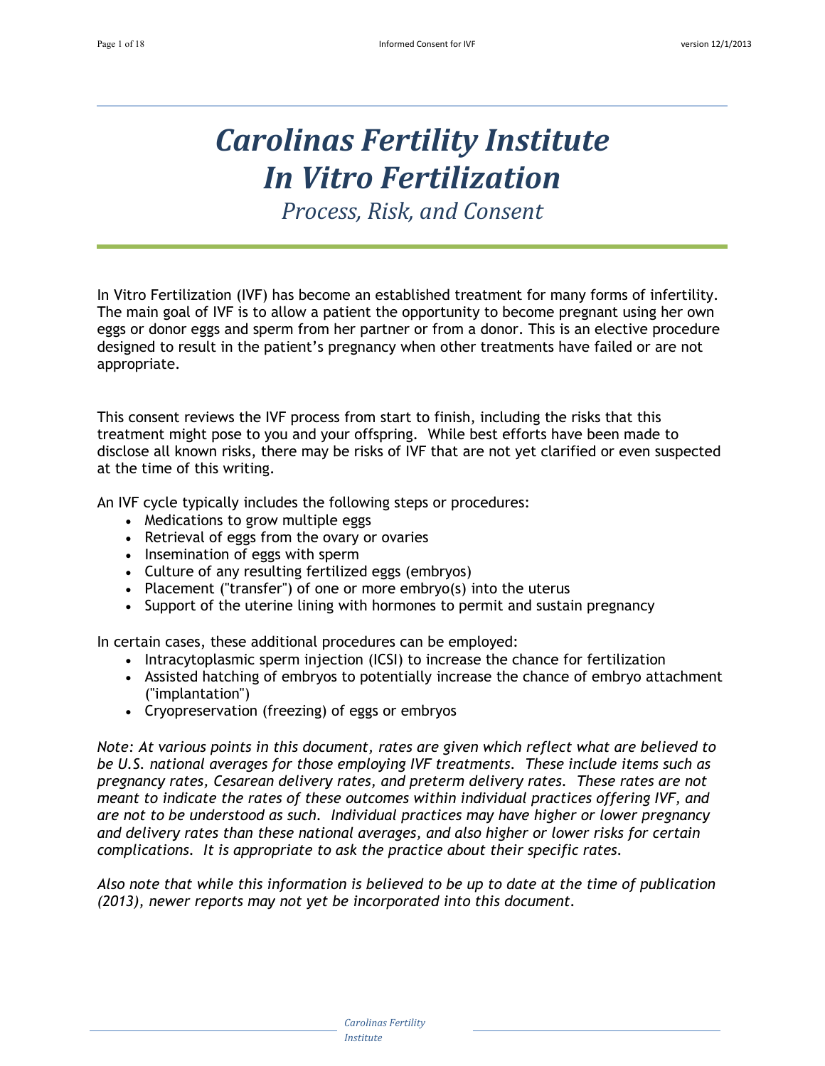# *Carolinas Fertility Institute*
# *In Vitro Fertilization*

*Process, Risk, and Consent*

In Vitro Fertilization (IVF) has become an established treatment for many forms of infertility. The main goal of IVF is to allow a patient the opportunity to become pregnant using her own eggs or donor eggs and sperm from her partner or from a donor. This is an elective procedure designed to result in the patient's pregnancy when other treatments have failed or are not appropriate.

This consent reviews the IVF process from start to finish, including the risks that this treatment might pose to you and your offspring. While best efforts have been made to disclose all known risks, there may be risks of IVF that are not yet clarified or even suspected at the time of this writing.

An IVF cycle typically includes the following steps or procedures:

- Medications to grow multiple eggs
- Retrieval of eggs from the ovary or ovaries
- Insemination of eggs with sperm
- Culture of any resulting fertilized eggs (embryos)
- Placement ("transfer") of one or more embryo(s) into the uterus
- Support of the uterine lining with hormones to permit and sustain pregnancy

In certain cases, these additional procedures can be employed:

- Intracytoplasmic sperm injection (ICSI) to increase the chance for fertilization
- Assisted hatching of embryos to potentially increase the chance of embryo attachment ("implantation")
- Cryopreservation (freezing) of eggs or embryos

*Note: At various points in this document, rates are given which reflect what are believed to be U.S. national averages for those employing IVF treatments. These include items such as pregnancy rates, Cesarean delivery rates, and preterm delivery rates. These rates are not meant to indicate the rates of these outcomes within individual practices offering IVF, and are not to be understood as such. Individual practices may have higher or lower pregnancy and delivery rates than these national averages, and also higher or lower risks for certain complications. It is appropriate to ask the practice about their specific rates.*

*Also note that while this information is believed to be up to date at the time of publication (2013), newer reports may not yet be incorporated into this document.*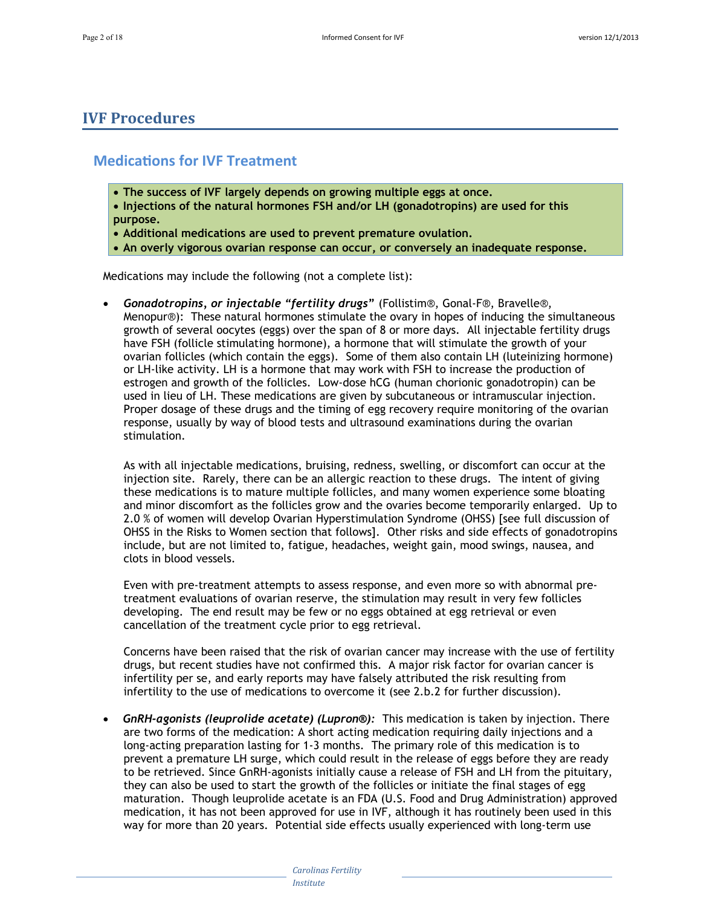# IVF Procedures

## Medications for IVF Treatment

- **The success of IVF largely depends on growing multiple eggs at once.**
- **Injections of the natural hormones FSH and/or LH (gonadotropins) are used for this purpose.**
- **Additional medications are used to prevent premature ovulation.**
- **An overly vigorous ovarian response can occur, or conversely an inadequate response.**

Medications may include the following (not a complete list):

- ***Gonadotropins, or injectable "fertility drugs"*** (Follistim®, Gonal-F®, Bravelle®, Menopur®): These natural hormones stimulate the ovary in hopes of inducing the simultaneous growth of several oocytes (eggs) over the span of 8 or more days. All injectable fertility drugs have FSH (follicle stimulating hormone), a hormone that will stimulate the growth of your ovarian follicles (which contain the eggs). Some of them also contain LH (luteinizing hormone) or LH-like activity. LH is a hormone that may work with FSH to increase the production of estrogen and growth of the follicles. Low-dose hCG (human chorionic gonadotropin) can be used in lieu of LH. These medications are given by subcutaneous or intramuscular injection. Proper dosage of these drugs and the timing of egg recovery require monitoring of the ovarian response, usually by way of blood tests and ultrasound examinations during the ovarian stimulation.

  As with all injectable medications, bruising, redness, swelling, or discomfort can occur at the injection site. Rarely, there can be an allergic reaction to these drugs. The intent of giving these medications is to mature multiple follicles, and many women experience some bloating and minor discomfort as the follicles grow and the ovaries become temporarily enlarged. Up to 2.0 % of women will develop Ovarian Hyperstimulation Syndrome (OHSS) [see full discussion of OHSS in the Risks to Women section that follows]. Other risks and side effects of gonadotropins include, but are not limited to, fatigue, headaches, weight gain, mood swings, nausea, and clots in blood vessels.

  Even with pre-treatment attempts to assess response, and even more so with abnormal pre-treatment evaluations of ovarian reserve, the stimulation may result in very few follicles developing. The end result may be few or no eggs obtained at egg retrieval or even cancellation of the treatment cycle prior to egg retrieval.

  Concerns have been raised that the risk of ovarian cancer may increase with the use of fertility drugs, but recent studies have not confirmed this. A major risk factor for ovarian cancer is infertility per se, and early reports may have falsely attributed the risk resulting from infertility to the use of medications to overcome it (see 2.b.2 for further discussion).

- ***GnRH-agonists (leuprolide acetate) (Lupron®):*** This medication is taken by injection. There are two forms of the medication: A short acting medication requiring daily injections and a long-acting preparation lasting for 1-3 months. The primary role of this medication is to prevent a premature LH surge, which could result in the release of eggs before they are ready to be retrieved. Since GnRH-agonists initially cause a release of FSH and LH from the pituitary, they can also be used to start the growth of the follicles or initiate the final stages of egg maturation. Though leuprolide acetate is an FDA (U.S. Food and Drug Administration) approved medication, it has not been approved for use in IVF, although it has routinely been used in this way for more than 20 years. Potential side effects usually experienced with long-term use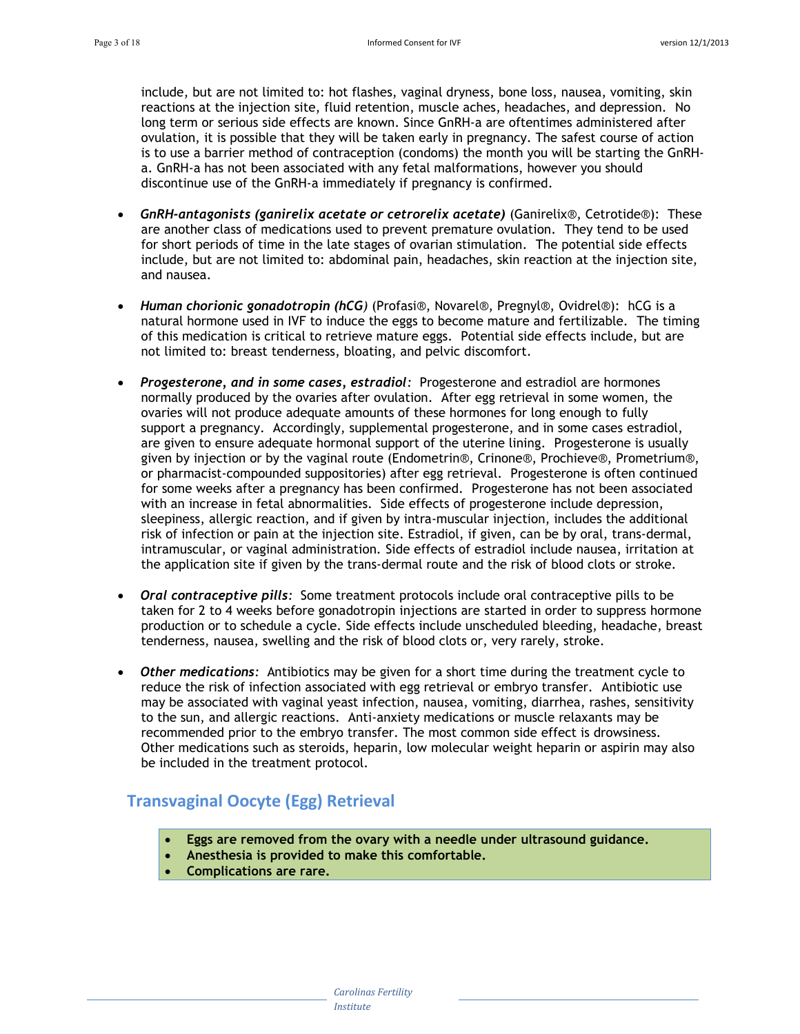include, but are not limited to: hot flashes, vaginal dryness, bone loss, nausea, vomiting, skin reactions at the injection site, fluid retention, muscle aches, headaches, and depression. No long term or serious side effects are known. Since GnRH-a are oftentimes administered after ovulation, it is possible that they will be taken early in pregnancy. The safest course of action is to use a barrier method of contraception (condoms) the month you will be starting the GnRH-a. GnRH-a has not been associated with any fetal malformations, however you should discontinue use of the GnRH-a immediately if pregnancy is confirmed.

- ***GnRH-antagonists (ganirelix acetate or cetrorelix acetate)*** (Ganirelix®, Cetrotide®): These are another class of medications used to prevent premature ovulation. They tend to be used for short periods of time in the late stages of ovarian stimulation. The potential side effects include, but are not limited to: abdominal pain, headaches, skin reaction at the injection site, and nausea.

- ***Human chorionic gonadotropin (hCG)*** (Profasi®, Novarel®, Pregnyl®, Ovidrel®): hCG is a natural hormone used in IVF to induce the eggs to become mature and fertilizable. The timing of this medication is critical to retrieve mature eggs. Potential side effects include, but are not limited to: breast tenderness, bloating, and pelvic discomfort.

- ***Progesterone, and in some cases, estradiol***: Progesterone and estradiol are hormones normally produced by the ovaries after ovulation. After egg retrieval in some women, the ovaries will not produce adequate amounts of these hormones for long enough to fully support a pregnancy. Accordingly, supplemental progesterone, and in some cases estradiol, are given to ensure adequate hormonal support of the uterine lining. Progesterone is usually given by injection or by the vaginal route (Endometrin®, Crinone®, Prochieve®, Prometrium®, or pharmacist-compounded suppositories) after egg retrieval. Progesterone is often continued for some weeks after a pregnancy has been confirmed. Progesterone has not been associated with an increase in fetal abnormalities. Side effects of progesterone include depression, sleepiness, allergic reaction, and if given by intra-muscular injection, includes the additional risk of infection or pain at the injection site. Estradiol, if given, can be by oral, trans-dermal, intramuscular, or vaginal administration. Side effects of estradiol include nausea, irritation at the application site if given by the trans-dermal route and the risk of blood clots or stroke.

- ***Oral contraceptive pills***: Some treatment protocols include oral contraceptive pills to be taken for 2 to 4 weeks before gonadotropin injections are started in order to suppress hormone production or to schedule a cycle. Side effects include unscheduled bleeding, headache, breast tenderness, nausea, swelling and the risk of blood clots or, very rarely, stroke.

- ***Other medications***: Antibiotics may be given for a short time during the treatment cycle to reduce the risk of infection associated with egg retrieval or embryo transfer. Antibiotic use may be associated with vaginal yeast infection, nausea, vomiting, diarrhea, rashes, sensitivity to the sun, and allergic reactions. Anti-anxiety medications or muscle relaxants may be recommended prior to the embryo transfer. The most common side effect is drowsiness. Other medications such as steroids, heparin, low molecular weight heparin or aspirin may also be included in the treatment protocol.

## Transvaginal Oocyte (Egg) Retrieval

- **Eggs are removed from the ovary with a needle under ultrasound guidance.**
- **Anesthesia is provided to make this comfortable.**
- **Complications are rare.**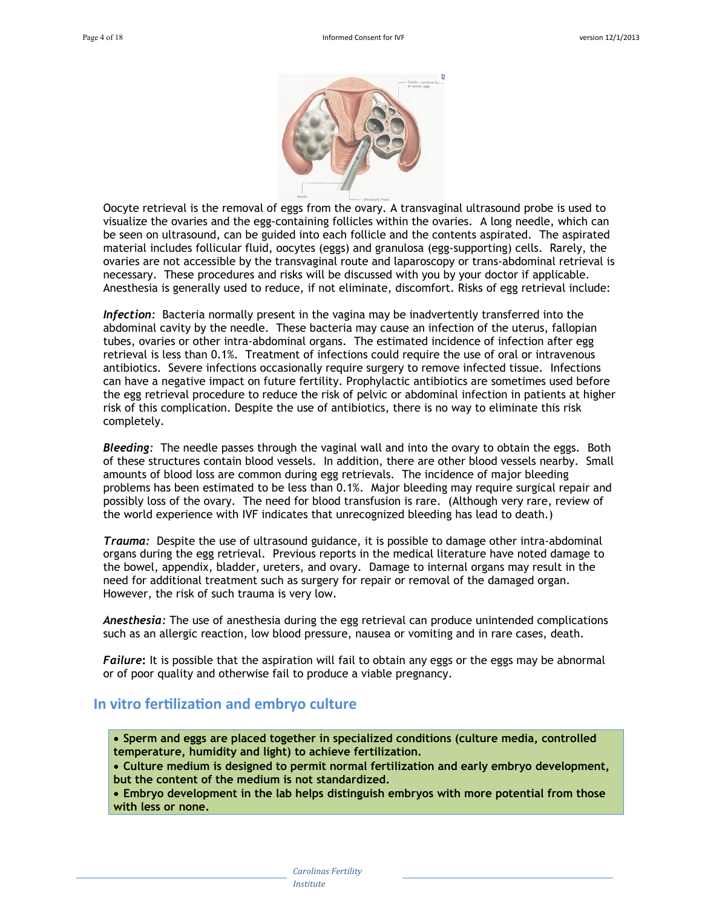Oocyte retrieval is the removal of eggs from the ovary. A transvaginal ultrasound probe is used to visualize the ovaries and the egg-containing follicles within the ovaries. A long needle, which can be seen on ultrasound, can be guided into each follicle and the contents aspirated. The aspirated material includes follicular fluid, oocytes (eggs) and granulosa (egg-supporting) cells. Rarely, the ovaries are not accessible by the transvaginal route and laparoscopy or trans-abdominal retrieval is necessary. These procedures and risks will be discussed with you by your doctor if applicable. Anesthesia is generally used to reduce, if not eliminate, discomfort. Risks of egg retrieval include:

***Infection***: Bacteria normally present in the vagina may be inadvertently transferred into the abdominal cavity by the needle. These bacteria may cause an infection of the uterus, fallopian tubes, ovaries or other intra-abdominal organs. The estimated incidence of infection after egg retrieval is less than 0.1%. Treatment of infections could require the use of oral or intravenous antibiotics. Severe infections occasionally require surgery to remove infected tissue. Infections can have a negative impact on future fertility. Prophylactic antibiotics are sometimes used before the egg retrieval procedure to reduce the risk of pelvic or abdominal infection in patients at higher risk of this complication. Despite the use of antibiotics, there is no way to eliminate this risk completely.

***Bleeding***: The needle passes through the vaginal wall and into the ovary to obtain the eggs. Both of these structures contain blood vessels. In addition, there are other blood vessels nearby. Small amounts of blood loss are common during egg retrievals. The incidence of major bleeding problems has been estimated to be less than 0.1%. Major bleeding may require surgical repair and possibly loss of the ovary. The need for blood transfusion is rare. (Although very rare, review of the world experience with IVF indicates that unrecognized bleeding has lead to death.)

***Trauma:*** Despite the use of ultrasound guidance, it is possible to damage other intra-abdominal organs during the egg retrieval. Previous reports in the medical literature have noted damage to the bowel, appendix, bladder, ureters, and ovary. Damage to internal organs may result in the need for additional treatment such as surgery for repair or removal of the damaged organ. However, the risk of such trauma is very low.

***Anesthesia***: The use of anesthesia during the egg retrieval can produce unintended complications such as an allergic reaction, low blood pressure, nausea or vomiting and in rare cases, death.

***Failure***: It is possible that the aspiration will fail to obtain any eggs or the eggs may be abnormal or of poor quality and otherwise fail to produce a viable pregnancy.

## In vitro fertilization and embryo culture

- **Sperm and eggs are placed together in specialized conditions (culture media, controlled temperature, humidity and light) to achieve fertilization.**
- **Culture medium is designed to permit normal fertilization and early embryo development, but the content of the medium is not standardized.**
- **Embryo development in the lab helps distinguish embryos with more potential from those with less or none.**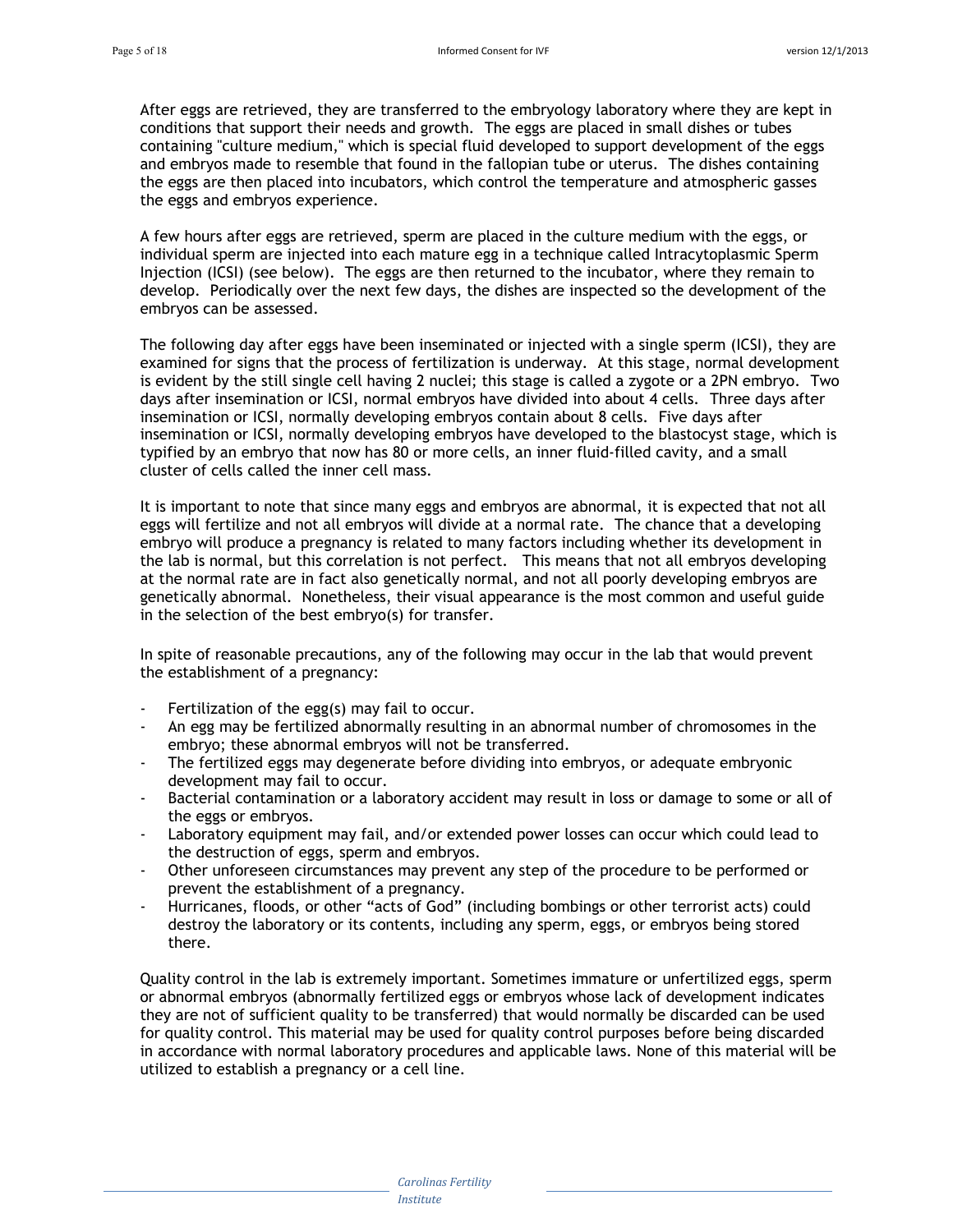After eggs are retrieved, they are transferred to the embryology laboratory where they are kept in conditions that support their needs and growth. The eggs are placed in small dishes or tubes containing "culture medium," which is special fluid developed to support development of the eggs and embryos made to resemble that found in the fallopian tube or uterus. The dishes containing the eggs are then placed into incubators, which control the temperature and atmospheric gasses the eggs and embryos experience.

A few hours after eggs are retrieved, sperm are placed in the culture medium with the eggs, or individual sperm are injected into each mature egg in a technique called Intracytoplasmic Sperm Injection (ICSI) (see below). The eggs are then returned to the incubator, where they remain to develop. Periodically over the next few days, the dishes are inspected so the development of the embryos can be assessed.

The following day after eggs have been inseminated or injected with a single sperm (ICSI), they are examined for signs that the process of fertilization is underway. At this stage, normal development is evident by the still single cell having 2 nuclei; this stage is called a zygote or a 2PN embryo. Two days after insemination or ICSI, normal embryos have divided into about 4 cells. Three days after insemination or ICSI, normally developing embryos contain about 8 cells. Five days after insemination or ICSI, normally developing embryos have developed to the blastocyst stage, which is typified by an embryo that now has 80 or more cells, an inner fluid-filled cavity, and a small cluster of cells called the inner cell mass.

It is important to note that since many eggs and embryos are abnormal, it is expected that not all eggs will fertilize and not all embryos will divide at a normal rate. The chance that a developing embryo will produce a pregnancy is related to many factors including whether its development in the lab is normal, but this correlation is not perfect. This means that not all embryos developing at the normal rate are in fact also genetically normal, and not all poorly developing embryos are genetically abnormal. Nonetheless, their visual appearance is the most common and useful guide in the selection of the best embryo(s) for transfer.

In spite of reasonable precautions, any of the following may occur in the lab that would prevent the establishment of a pregnancy:

- Fertilization of the egg(s) may fail to occur.
- An egg may be fertilized abnormally resulting in an abnormal number of chromosomes in the embryo; these abnormal embryos will not be transferred.
- The fertilized eggs may degenerate before dividing into embryos, or adequate embryonic development may fail to occur.
- Bacterial contamination or a laboratory accident may result in loss or damage to some or all of the eggs or embryos.
- Laboratory equipment may fail, and/or extended power losses can occur which could lead to the destruction of eggs, sperm and embryos.
- Other unforeseen circumstances may prevent any step of the procedure to be performed or prevent the establishment of a pregnancy.
- Hurricanes, floods, or other "acts of God" (including bombings or other terrorist acts) could destroy the laboratory or its contents, including any sperm, eggs, or embryos being stored there.

Quality control in the lab is extremely important. Sometimes immature or unfertilized eggs, sperm or abnormal embryos (abnormally fertilized eggs or embryos whose lack of development indicates they are not of sufficient quality to be transferred) that would normally be discarded can be used for quality control. This material may be used for quality control purposes before being discarded in accordance with normal laboratory procedures and applicable laws. None of this material will be utilized to establish a pregnancy or a cell line.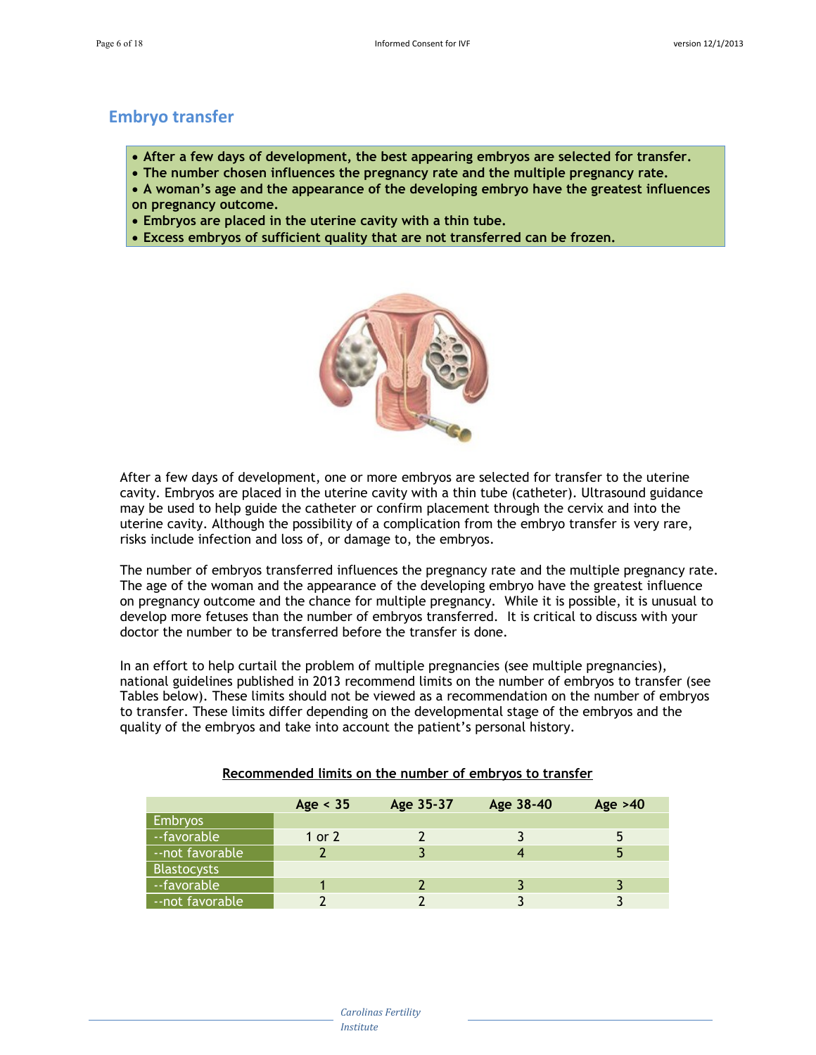## Embryo transfer

- **After a few days of development, the best appearing embryos are selected for transfer.**
- **The number chosen influences the pregnancy rate and the multiple pregnancy rate.**
- **A woman's age and the appearance of the developing embryo have the greatest influences on pregnancy outcome.**
- **Embryos are placed in the uterine cavity with a thin tube.**
- **Excess embryos of sufficient quality that are not transferred can be frozen.**

After a few days of development, one or more embryos are selected for transfer to the uterine cavity. Embryos are placed in the uterine cavity with a thin tube (catheter). Ultrasound guidance may be used to help guide the catheter or confirm placement through the cervix and into the uterine cavity. Although the possibility of a complication from the embryo transfer is very rare, risks include infection and loss of, or damage to, the embryos.

The number of embryos transferred influences the pregnancy rate and the multiple pregnancy rate. The age of the woman and the appearance of the developing embryo have the greatest influence on pregnancy outcome and the chance for multiple pregnancy. While it is possible, it is unusual to develop more fetuses than the number of embryos transferred. It is critical to discuss with your doctor the number to be transferred before the transfer is done.

In an effort to help curtail the problem of multiple pregnancies (see multiple pregnancies), national guidelines published in 2013 recommend limits on the number of embryos to transfer (see Tables below). These limits should not be viewed as a recommendation on the number of embryos to transfer. These limits differ depending on the developmental stage of the embryos and the quality of the embryos and take into account the patient's personal history.

**Recommended limits on the number of embryos to transfer**

| | Age < 35 | Age 35-37 | Age 38-40 | Age >40 |
|---|---|---|---|---|
| Embryos | | | | |
| --favorable | 1 or 2 | 2 | 3 | 5 |
| --not favorable | 2 | 3 | 4 | 5 |
| Blastocysts | | | | |
| --favorable | 1 | 2 | 3 | 3 |
| --not favorable | 2 | 2 | 3 | 3 |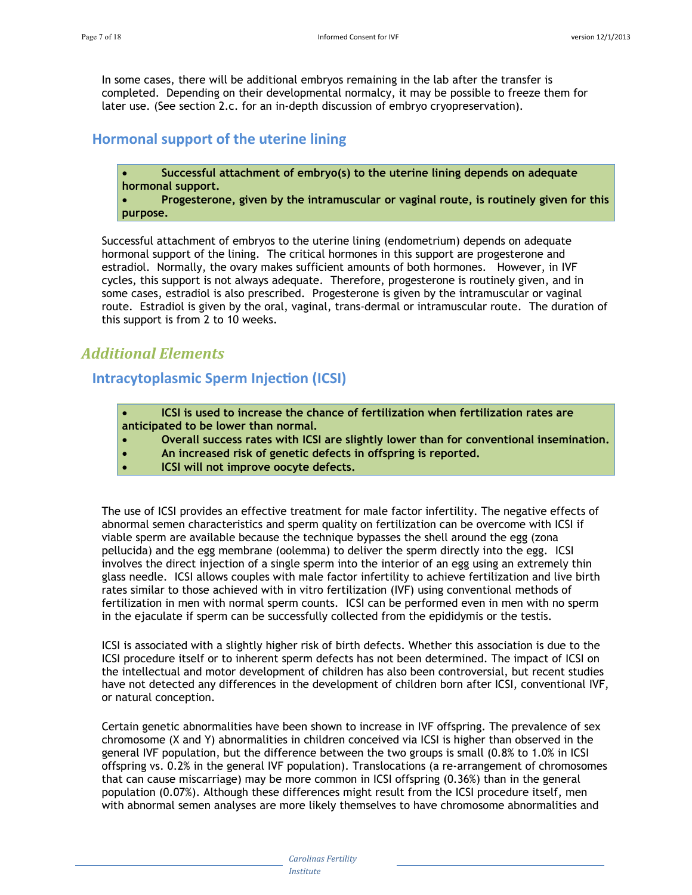In some cases, there will be additional embryos remaining in the lab after the transfer is completed. Depending on their developmental normalcy, it may be possible to freeze them for later use. (See section 2.c. for an in-depth discussion of embryo cryopreservation).

### Hormonal support of the uterine lining

- **Successful attachment of embryo(s) to the uterine lining depends on adequate hormonal support.**
- **Progesterone, given by the intramuscular or vaginal route, is routinely given for this purpose.**

Successful attachment of embryos to the uterine lining (endometrium) depends on adequate hormonal support of the lining. The critical hormones in this support are progesterone and estradiol. Normally, the ovary makes sufficient amounts of both hormones. However, in IVF cycles, this support is not always adequate. Therefore, progesterone is routinely given, and in some cases, estradiol is also prescribed. Progesterone is given by the intramuscular or vaginal route. Estradiol is given by the oral, vaginal, trans-dermal or intramuscular route. The duration of this support is from 2 to 10 weeks.

## *Additional Elements*

### Intracytoplasmic Sperm Injection (ICSI)

- **ICSI is used to increase the chance of fertilization when fertilization rates are anticipated to be lower than normal.**
- **Overall success rates with ICSI are slightly lower than for conventional insemination.**
- **An increased risk of genetic defects in offspring is reported.**
- **ICSI will not improve oocyte defects.**

The use of ICSI provides an effective treatment for male factor infertility. The negative effects of abnormal semen characteristics and sperm quality on fertilization can be overcome with ICSI if viable sperm are available because the technique bypasses the shell around the egg (zona pellucida) and the egg membrane (oolemma) to deliver the sperm directly into the egg. ICSI involves the direct injection of a single sperm into the interior of an egg using an extremely thin glass needle. ICSI allows couples with male factor infertility to achieve fertilization and live birth rates similar to those achieved with in vitro fertilization (IVF) using conventional methods of fertilization in men with normal sperm counts. ICSI can be performed even in men with no sperm in the ejaculate if sperm can be successfully collected from the epididymis or the testis.

ICSI is associated with a slightly higher risk of birth defects. Whether this association is due to the ICSI procedure itself or to inherent sperm defects has not been determined. The impact of ICSI on the intellectual and motor development of children has also been controversial, but recent studies have not detected any differences in the development of children born after ICSI, conventional IVF, or natural conception.

Certain genetic abnormalities have been shown to increase in IVF offspring. The prevalence of sex chromosome (X and Y) abnormalities in children conceived via ICSI is higher than observed in the general IVF population, but the difference between the two groups is small (0.8% to 1.0% in ICSI offspring vs. 0.2% in the general IVF population). Translocations (a re-arrangement of chromosomes that can cause miscarriage) may be more common in ICSI offspring (0.36%) than in the general population (0.07%). Although these differences might result from the ICSI procedure itself, men with abnormal semen analyses are more likely themselves to have chromosome abnormalities and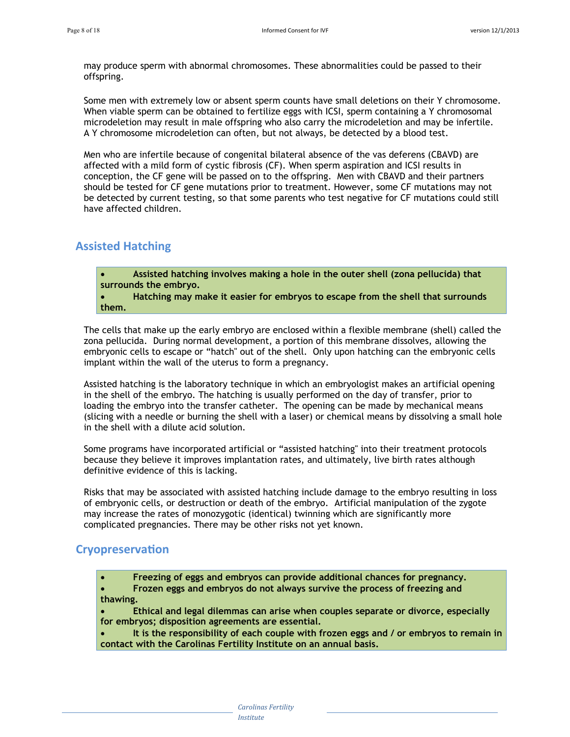may produce sperm with abnormal chromosomes. These abnormalities could be passed to their offspring.

Some men with extremely low or absent sperm counts have small deletions on their Y chromosome. When viable sperm can be obtained to fertilize eggs with ICSI, sperm containing a Y chromosomal microdeletion may result in male offspring who also carry the microdeletion and may be infertile. A Y chromosome microdeletion can often, but not always, be detected by a blood test.

Men who are infertile because of congenital bilateral absence of the vas deferens (CBAVD) are affected with a mild form of cystic fibrosis (CF). When sperm aspiration and ICSI results in conception, the CF gene will be passed on to the offspring. Men with CBAVD and their partners should be tested for CF gene mutations prior to treatment. However, some CF mutations may not be detected by current testing, so that some parents who test negative for CF mutations could still have affected children.

## Assisted Hatching

- **Assisted hatching involves making a hole in the outer shell (zona pellucida) that surrounds the embryo.**
- **Hatching may make it easier for embryos to escape from the shell that surrounds them.**

The cells that make up the early embryo are enclosed within a flexible membrane (shell) called the zona pellucida. During normal development, a portion of this membrane dissolves, allowing the embryonic cells to escape or "hatch" out of the shell. Only upon hatching can the embryonic cells implant within the wall of the uterus to form a pregnancy.

Assisted hatching is the laboratory technique in which an embryologist makes an artificial opening in the shell of the embryo. The hatching is usually performed on the day of transfer, prior to loading the embryo into the transfer catheter. The opening can be made by mechanical means (slicing with a needle or burning the shell with a laser) or chemical means by dissolving a small hole in the shell with a dilute acid solution.

Some programs have incorporated artificial or "assisted hatching" into their treatment protocols because they believe it improves implantation rates, and ultimately, live birth rates although definitive evidence of this is lacking.

Risks that may be associated with assisted hatching include damage to the embryo resulting in loss of embryonic cells, or destruction or death of the embryo. Artificial manipulation of the zygote may increase the rates of monozygotic (identical) twinning which are significantly more complicated pregnancies. There may be other risks not yet known.

## Cryopreservation

- **Freezing of eggs and embryos can provide additional chances for pregnancy.**
- **Frozen eggs and embryos do not always survive the process of freezing and thawing.**
- **Ethical and legal dilemmas can arise when couples separate or divorce, especially for embryos; disposition agreements are essential.**
- **It is the responsibility of each couple with frozen eggs and / or embryos to remain in contact with the Carolinas Fertility Institute on an annual basis.**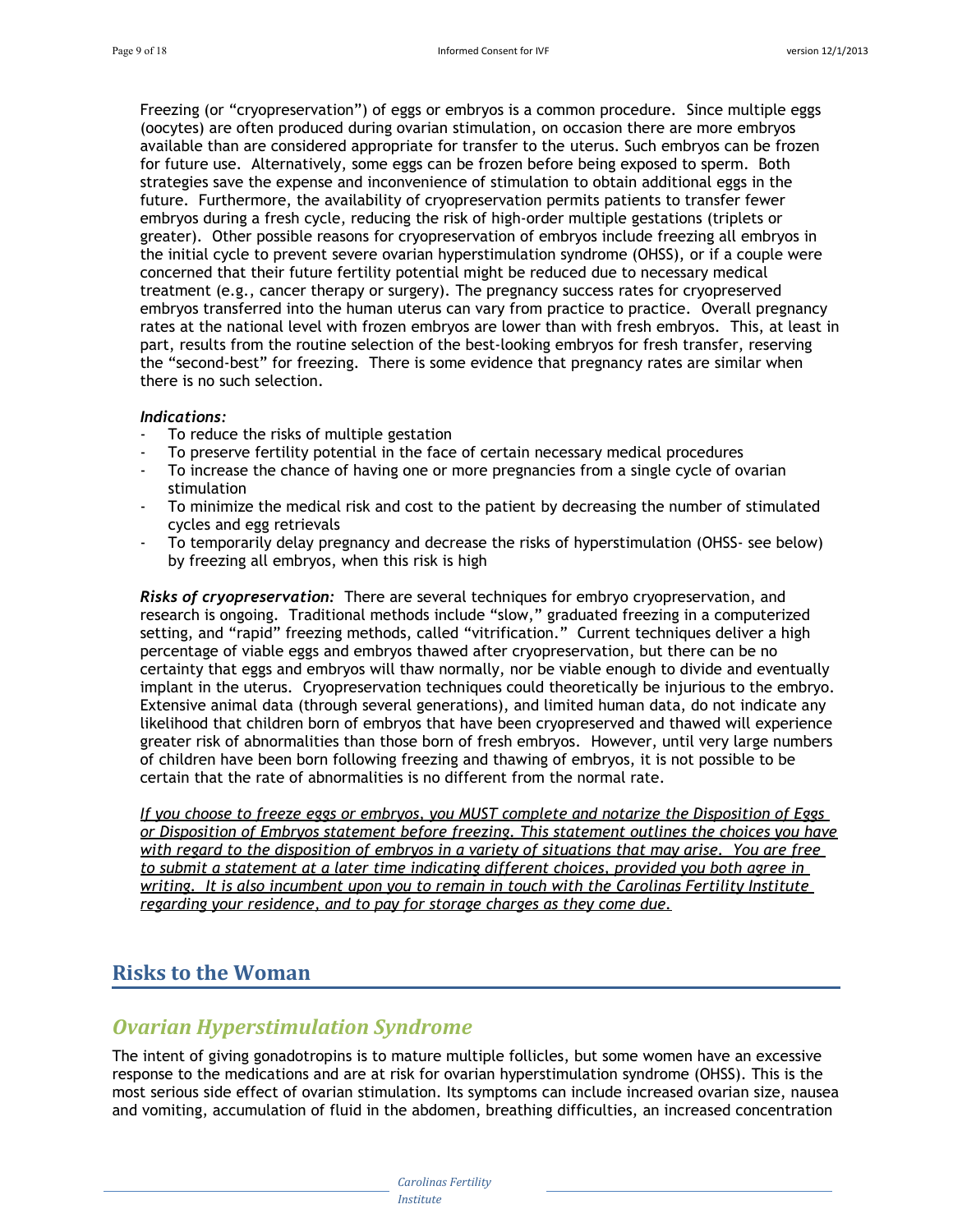Freezing (or "cryopreservation") of eggs or embryos is a common procedure. Since multiple eggs (oocytes) are often produced during ovarian stimulation, on occasion there are more embryos available than are considered appropriate for transfer to the uterus. Such embryos can be frozen for future use. Alternatively, some eggs can be frozen before being exposed to sperm. Both strategies save the expense and inconvenience of stimulation to obtain additional eggs in the future. Furthermore, the availability of cryopreservation permits patients to transfer fewer embryos during a fresh cycle, reducing the risk of high-order multiple gestations (triplets or greater). Other possible reasons for cryopreservation of embryos include freezing all embryos in the initial cycle to prevent severe ovarian hyperstimulation syndrome (OHSS), or if a couple were concerned that their future fertility potential might be reduced due to necessary medical treatment (e.g., cancer therapy or surgery). The pregnancy success rates for cryopreserved embryos transferred into the human uterus can vary from practice to practice. Overall pregnancy rates at the national level with frozen embryos are lower than with fresh embryos. This, at least in part, results from the routine selection of the best-looking embryos for fresh transfer, reserving the "second-best" for freezing. There is some evidence that pregnancy rates are similar when there is no such selection.

***Indications:***

- To reduce the risks of multiple gestation
- To preserve fertility potential in the face of certain necessary medical procedures
- To increase the chance of having one or more pregnancies from a single cycle of ovarian stimulation
- To minimize the medical risk and cost to the patient by decreasing the number of stimulated cycles and egg retrievals
- To temporarily delay pregnancy and decrease the risks of hyperstimulation (OHSS- see below) by freezing all embryos, when this risk is high

***Risks of cryopreservation:*** There are several techniques for embryo cryopreservation, and research is ongoing. Traditional methods include "slow," graduated freezing in a computerized setting, and "rapid" freezing methods, called "vitrification." Current techniques deliver a high percentage of viable eggs and embryos thawed after cryopreservation, but there can be no certainty that eggs and embryos will thaw normally, nor be viable enough to divide and eventually implant in the uterus. Cryopreservation techniques could theoretically be injurious to the embryo. Extensive animal data (through several generations), and limited human data, do not indicate any likelihood that children born of embryos that have been cryopreserved and thawed will experience greater risk of abnormalities than those born of fresh embryos. However, until very large numbers of children have been born following freezing and thawing of embryos, it is not possible to be certain that the rate of abnormalities is no different from the normal rate.

*If you choose to freeze eggs or embryos, you MUST complete and notarize the Disposition of Eggs or Disposition of Embryos statement before freezing. This statement outlines the choices you have with regard to the disposition of embryos in a variety of situations that may arise. You are free to submit a statement at a later time indicating different choices, provided you both agree in writing. It is also incumbent upon you to remain in touch with the Carolinas Fertility Institute regarding your residence, and to pay for storage charges as they come due.*

## Risks to the Woman

### *Ovarian Hyperstimulation Syndrome*

The intent of giving gonadotropins is to mature multiple follicles, but some women have an excessive response to the medications and are at risk for ovarian hyperstimulation syndrome (OHSS). This is the most serious side effect of ovarian stimulation. Its symptoms can include increased ovarian size, nausea and vomiting, accumulation of fluid in the abdomen, breathing difficulties, an increased concentration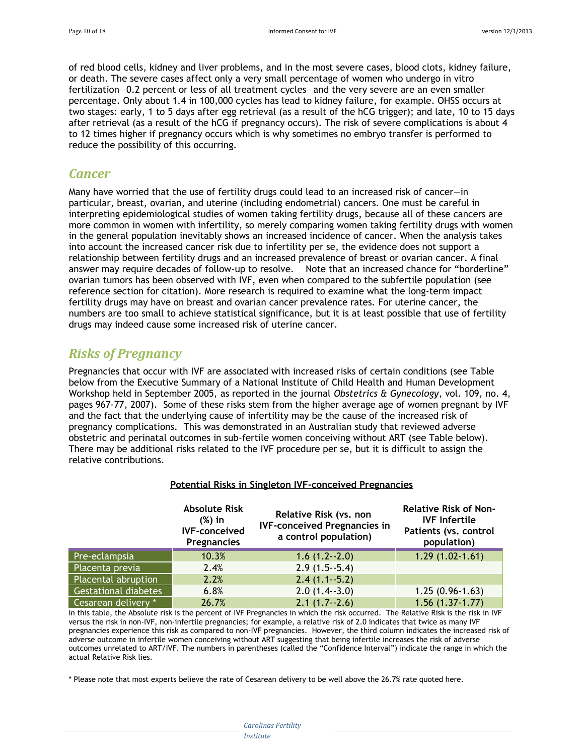of red blood cells, kidney and liver problems, and in the most severe cases, blood clots, kidney failure, or death. The severe cases affect only a very small percentage of women who undergo in vitro fertilization—0.2 percent or less of all treatment cycles—and the very severe are an even smaller percentage. Only about 1.4 in 100,000 cycles has lead to kidney failure, for example. OHSS occurs at two stages: early, 1 to 5 days after egg retrieval (as a result of the hCG trigger); and late, 10 to 15 days after retrieval (as a result of the hCG if pregnancy occurs). The risk of severe complications is about 4 to 12 times higher if pregnancy occurs which is why sometimes no embryo transfer is performed to reduce the possibility of this occurring.

## Cancer

Many have worried that the use of fertility drugs could lead to an increased risk of cancer—in particular, breast, ovarian, and uterine (including endometrial) cancers. One must be careful in interpreting epidemiological studies of women taking fertility drugs, because all of these cancers are more common in women with infertility, so merely comparing women taking fertility drugs with women in the general population inevitably shows an increased incidence of cancer. When the analysis takes into account the increased cancer risk due to infertility per se, the evidence does not support a relationship between fertility drugs and an increased prevalence of breast or ovarian cancer. A final answer may require decades of follow-up to resolve. Note that an increased chance for "borderline" ovarian tumors has been observed with IVF, even when compared to the subfertile population (see reference section for citation). More research is required to examine what the long-term impact fertility drugs may have on breast and ovarian cancer prevalence rates. For uterine cancer, the numbers are too small to achieve statistical significance, but it is at least possible that use of fertility drugs may indeed cause some increased risk of uterine cancer.

## Risks of Pregnancy

Pregnancies that occur with IVF are associated with increased risks of certain conditions (see Table below from the Executive Summary of a National Institute of Child Health and Human Development Workshop held in September 2005, as reported in the journal *Obstetrics & Gynecology*, vol. 109, no. 4, pages 967-77, 2007). Some of these risks stem from the higher average age of women pregnant by IVF and the fact that the underlying cause of infertility may be the cause of the increased risk of pregnancy complications. This was demonstrated in an Australian study that reviewed adverse obstetric and perinatal outcomes in sub-fertile women conceiving without ART (see Table below). There may be additional risks related to the IVF procedure per se, but it is difficult to assign the relative contributions.

**Potential Risks in Singleton IVF-conceived Pregnancies**

| | Absolute Risk (%) in IVF-conceived Pregnancies | Relative Risk (vs. non IVF-conceived Pregnancies in a control population) | Relative Risk of Non-IVF Infertile Patients (vs. control population) |
|---|---|---|---|
| Pre-eclampsia | 10.3% | 1.6 (1.2--2.0) | 1.29 (1.02-1.61) |
| Placenta previa | 2.4% | 2.9 (1.5--5.4) | |
| Placental abruption | 2.2% | 2.4 (1.1--5.2) | |
| Gestational diabetes | 6.8% | 2.0 (1.4--3.0) | 1.25 (0.96-1.63) |
| Cesarean delivery * | 26.7% | 2.1 (1.7--2.6) | 1.56 (1.37-1.77) |

In this table, the Absolute risk is the percent of IVF Pregnancies in which the risk occurred. The Relative Risk is the risk in IVF versus the risk in non-IVF, non-infertile pregnancies; for example, a relative risk of 2.0 indicates that twice as many IVF pregnancies experience this risk as compared to non-IVF pregnancies. However, the third column indicates the increased risk of adverse outcome in infertile women conceiving without ART suggesting that being infertile increases the risk of adverse outcomes unrelated to ART/IVF. The numbers in parentheses (called the "Confidence Interval") indicate the range in which the actual Relative Risk lies.

* Please note that most experts believe the rate of Cesarean delivery to be well above the 26.7% rate quoted here.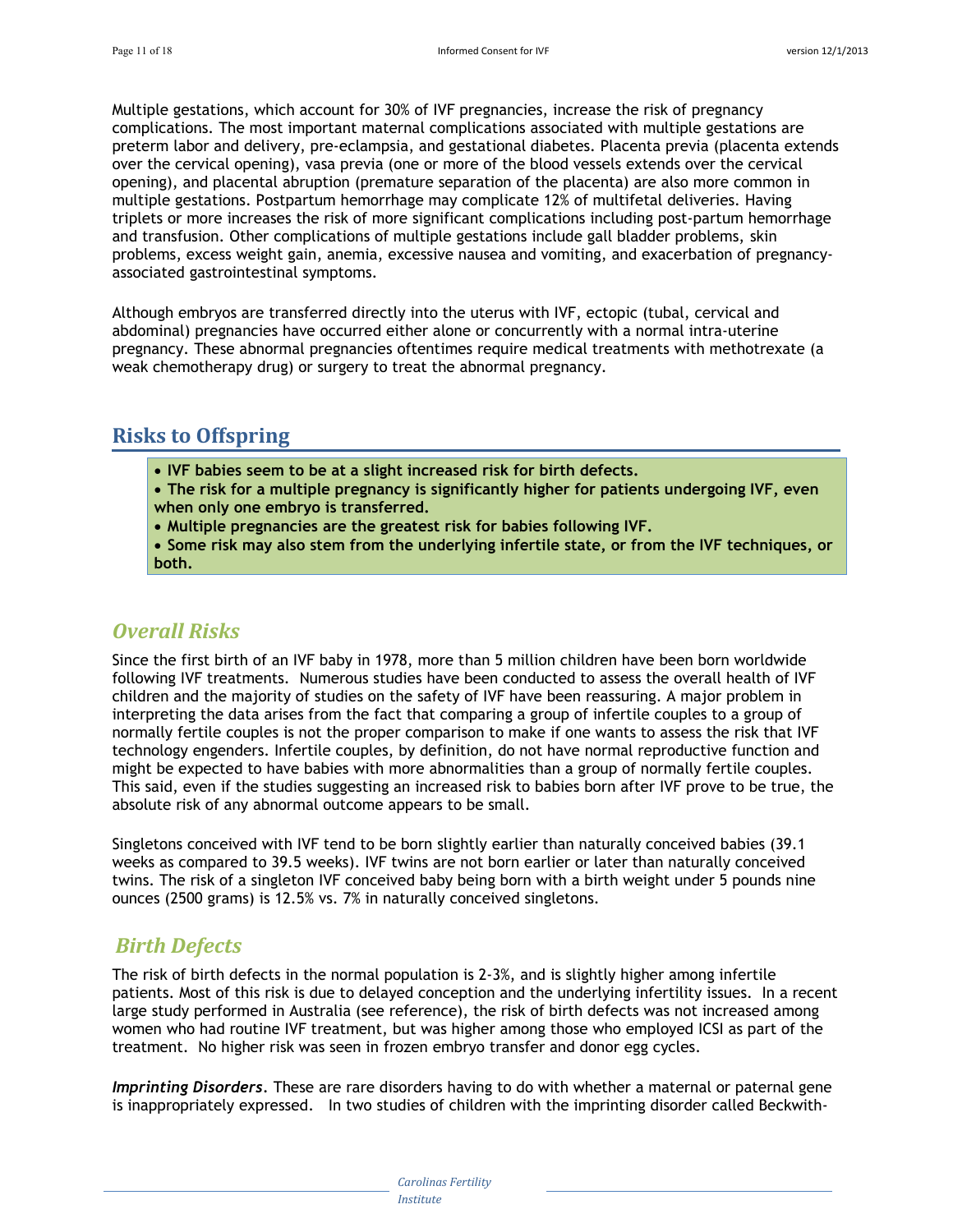Multiple gestations, which account for 30% of IVF pregnancies, increase the risk of pregnancy complications. The most important maternal complications associated with multiple gestations are preterm labor and delivery, pre-eclampsia, and gestational diabetes. Placenta previa (placenta extends over the cervical opening), vasa previa (one or more of the blood vessels extends over the cervical opening), and placental abruption (premature separation of the placenta) are also more common in multiple gestations. Postpartum hemorrhage may complicate 12% of multifetal deliveries. Having triplets or more increases the risk of more significant complications including post-partum hemorrhage and transfusion. Other complications of multiple gestations include gall bladder problems, skin problems, excess weight gain, anemia, excessive nausea and vomiting, and exacerbation of pregnancy-associated gastrointestinal symptoms.

Although embryos are transferred directly into the uterus with IVF, ectopic (tubal, cervical and abdominal) pregnancies have occurred either alone or concurrently with a normal intra-uterine pregnancy. These abnormal pregnancies oftentimes require medical treatments with methotrexate (a weak chemotherapy drug) or surgery to treat the abnormal pregnancy.

## Risks to Offspring

- **IVF babies seem to be at a slight increased risk for birth defects.**
- **The risk for a multiple pregnancy is significantly higher for patients undergoing IVF, even when only one embryo is transferred.**
- **Multiple pregnancies are the greatest risk for babies following IVF.**
- **Some risk may also stem from the underlying infertile state, or from the IVF techniques, or both.**

### *Overall Risks*

Since the first birth of an IVF baby in 1978, more than 5 million children have been born worldwide following IVF treatments. Numerous studies have been conducted to assess the overall health of IVF children and the majority of studies on the safety of IVF have been reassuring. A major problem in interpreting the data arises from the fact that comparing a group of infertile couples to a group of normally fertile couples is not the proper comparison to make if one wants to assess the risk that IVF technology engenders. Infertile couples, by definition, do not have normal reproductive function and might be expected to have babies with more abnormalities than a group of normally fertile couples. This said, even if the studies suggesting an increased risk to babies born after IVF prove to be true, the absolute risk of any abnormal outcome appears to be small.

Singletons conceived with IVF tend to be born slightly earlier than naturally conceived babies (39.1 weeks as compared to 39.5 weeks). IVF twins are not born earlier or later than naturally conceived twins. The risk of a singleton IVF conceived baby being born with a birth weight under 5 pounds nine ounces (2500 grams) is 12.5% vs. 7% in naturally conceived singletons.

### *Birth Defects*

The risk of birth defects in the normal population is 2-3%, and is slightly higher among infertile patients. Most of this risk is due to delayed conception and the underlying infertility issues. In a recent large study performed in Australia (see reference), the risk of birth defects was not increased among women who had routine IVF treatment, but was higher among those who employed ICSI as part of the treatment. No higher risk was seen in frozen embryo transfer and donor egg cycles.

***Imprinting Disorders***. These are rare disorders having to do with whether a maternal or paternal gene is inappropriately expressed. In two studies of children with the imprinting disorder called Beckwith-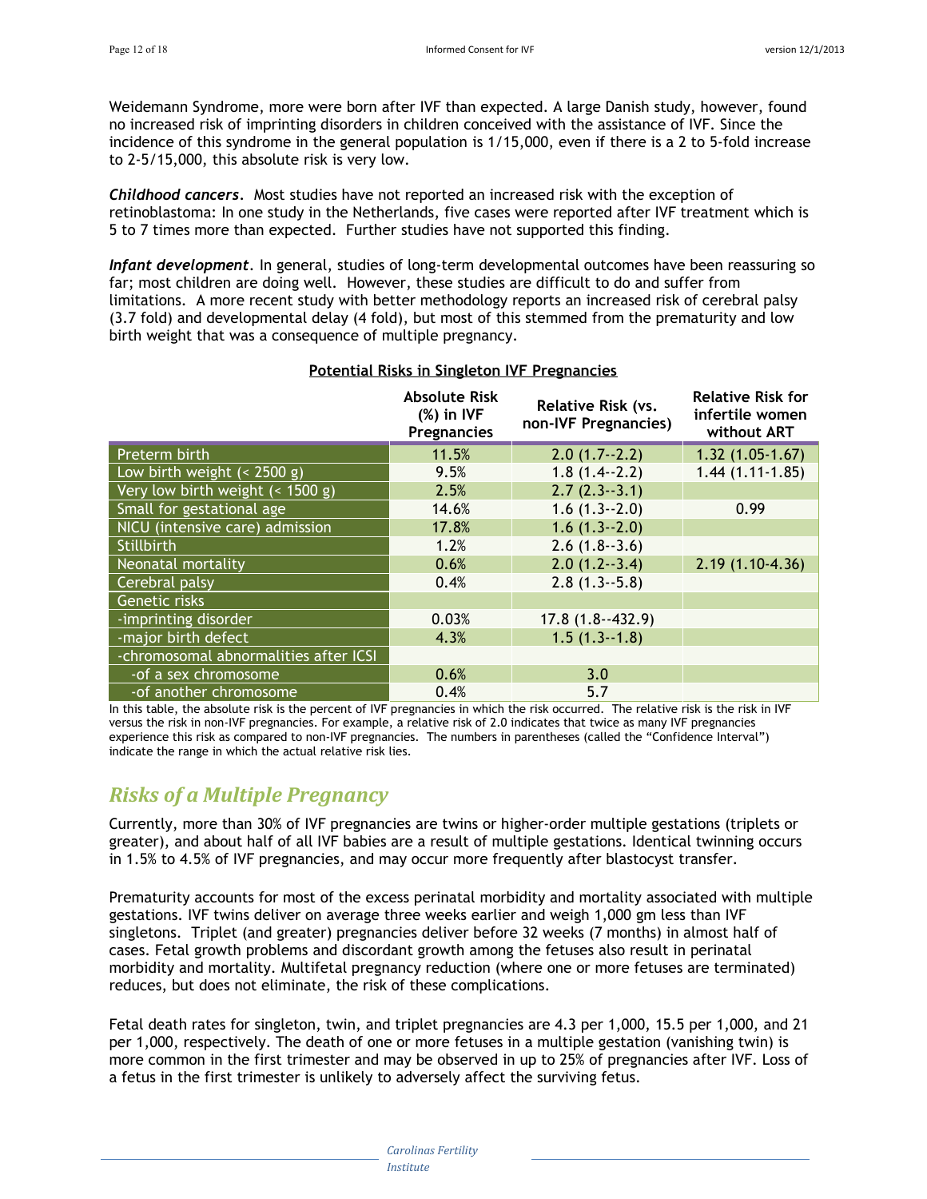Weidemann Syndrome, more were born after IVF than expected. A large Danish study, however, found no increased risk of imprinting disorders in children conceived with the assistance of IVF. Since the incidence of this syndrome in the general population is 1/15,000, even if there is a 2 to 5-fold increase to 2-5/15,000, this absolute risk is very low.

***Childhood cancers***. Most studies have not reported an increased risk with the exception of retinoblastoma: In one study in the Netherlands, five cases were reported after IVF treatment which is 5 to 7 times more than expected. Further studies have not supported this finding.

***Infant development***. In general, studies of long-term developmental outcomes have been reassuring so far; most children are doing well. However, these studies are difficult to do and suffer from limitations. A more recent study with better methodology reports an increased risk of cerebral palsy (3.7 fold) and developmental delay (4 fold), but most of this stemmed from the prematurity and low birth weight that was a consequence of multiple pregnancy.

**Potential Risks in Singleton IVF Pregnancies**

| | Absolute Risk (%) in IVF Pregnancies | Relative Risk (vs. non-IVF Pregnancies) | Relative Risk for infertile women without ART |
|---|---|---|---|
| Preterm birth | 11.5% | 2.0 (1.7--2.2) | 1.32 (1.05-1.67) |
| Low birth weight (< 2500 g) | 9.5% | 1.8 (1.4--2.2) | 1.44 (1.11-1.85) |
| Very low birth weight (< 1500 g) | 2.5% | 2.7 (2.3--3.1) | |
| Small for gestational age | 14.6% | 1.6 (1.3--2.0) | 0.99 |
| NICU (intensive care) admission | 17.8% | 1.6 (1.3--2.0) | |
| Stillbirth | 1.2% | 2.6 (1.8--3.6) | |
| Neonatal mortality | 0.6% | 2.0 (1.2--3.4) | 2.19 (1.10-4.36) |
| Cerebral palsy | 0.4% | 2.8 (1.3--5.8) | |
| Genetic risks | | | |
| -imprinting disorder | 0.03% | 17.8 (1.8--432.9) | |
| -major birth defect | 4.3% | 1.5 (1.3--1.8) | |
| -chromosomal abnormalities after ICSI | | | |
| -of a sex chromosome | 0.6% | 3.0 | |
| -of another chromosome | 0.4% | 5.7 | |

In this table, the absolute risk is the percent of IVF pregnancies in which the risk occurred. The relative risk is the risk in IVF versus the risk in non-IVF pregnancies. For example, a relative risk of 2.0 indicates that twice as many IVF pregnancies experience this risk as compared to non-IVF pregnancies. The numbers in parentheses (called the "Confidence Interval") indicate the range in which the actual relative risk lies.

## *Risks of a Multiple Pregnancy*

Currently, more than 30% of IVF pregnancies are twins or higher-order multiple gestations (triplets or greater), and about half of all IVF babies are a result of multiple gestations. Identical twinning occurs in 1.5% to 4.5% of IVF pregnancies, and may occur more frequently after blastocyst transfer.

Prematurity accounts for most of the excess perinatal morbidity and mortality associated with multiple gestations. IVF twins deliver on average three weeks earlier and weigh 1,000 gm less than IVF singletons. Triplet (and greater) pregnancies deliver before 32 weeks (7 months) in almost half of cases. Fetal growth problems and discordant growth among the fetuses also result in perinatal morbidity and mortality. Multifetal pregnancy reduction (where one or more fetuses are terminated) reduces, but does not eliminate, the risk of these complications.

Fetal death rates for singleton, twin, and triplet pregnancies are 4.3 per 1,000, 15.5 per 1,000, and 21 per 1,000, respectively. The death of one or more fetuses in a multiple gestation (vanishing twin) is more common in the first trimester and may be observed in up to 25% of pregnancies after IVF. Loss of a fetus in the first trimester is unlikely to adversely affect the surviving fetus.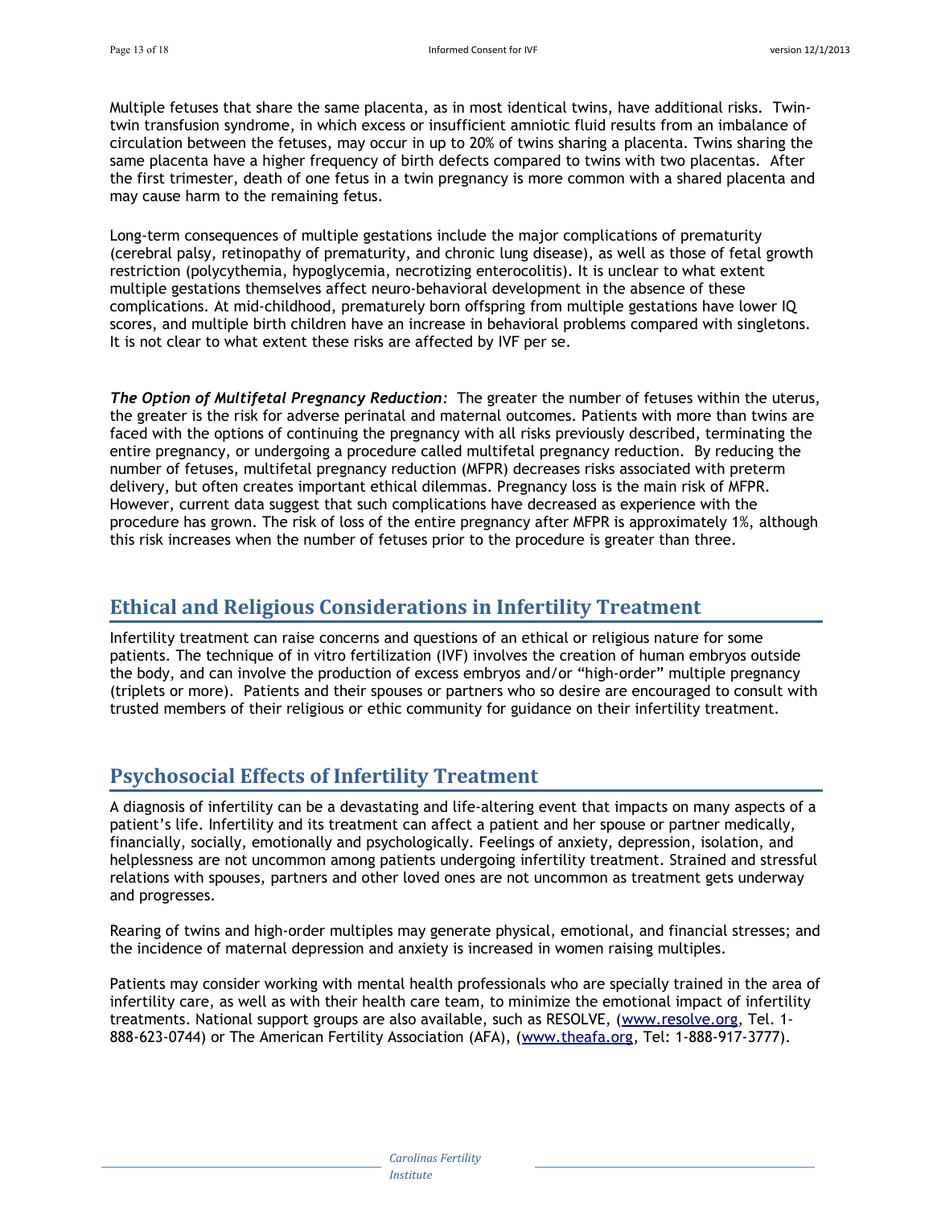Multiple fetuses that share the same placenta, as in most identical twins, have additional risks. Twin-twin transfusion syndrome, in which excess or insufficient amniotic fluid results from an imbalance of circulation between the fetuses, may occur in up to 20% of twins sharing a placenta. Twins sharing the same placenta have a higher frequency of birth defects compared to twins with two placentas. After the first trimester, death of one fetus in a twin pregnancy is more common with a shared placenta and may cause harm to the remaining fetus.

Long-term consequences of multiple gestations include the major complications of prematurity (cerebral palsy, retinopathy of prematurity, and chronic lung disease), as well as those of fetal growth restriction (polycythemia, hypoglycemia, necrotizing enterocolitis). It is unclear to what extent multiple gestations themselves affect neuro-behavioral development in the absence of these complications. At mid-childhood, prematurely born offspring from multiple gestations have lower IQ scores, and multiple birth children have an increase in behavioral problems compared with singletons. It is not clear to what extent these risks are affected by IVF per se.

***The Option of Multifetal Pregnancy Reduction***: The greater the number of fetuses within the uterus, the greater is the risk for adverse perinatal and maternal outcomes. Patients with more than twins are faced with the options of continuing the pregnancy with all risks previously described, terminating the entire pregnancy, or undergoing a procedure called multifetal pregnancy reduction. By reducing the number of fetuses, multifetal pregnancy reduction (MFPR) decreases risks associated with preterm delivery, but often creates important ethical dilemmas. Pregnancy loss is the main risk of MFPR. However, current data suggest that such complications have decreased as experience with the procedure has grown. The risk of loss of the entire pregnancy after MFPR is approximately 1%, although this risk increases when the number of fetuses prior to the procedure is greater than three.

## Ethical and Religious Considerations in Infertility Treatment

Infertility treatment can raise concerns and questions of an ethical or religious nature for some patients. The technique of in vitro fertilization (IVF) involves the creation of human embryos outside the body, and can involve the production of excess embryos and/or "high-order" multiple pregnancy (triplets or more). Patients and their spouses or partners who so desire are encouraged to consult with trusted members of their religious or ethic community for guidance on their infertility treatment.

## Psychosocial Effects of Infertility Treatment

A diagnosis of infertility can be a devastating and life-altering event that impacts on many aspects of a patient's life. Infertility and its treatment can affect a patient and her spouse or partner medically, financially, socially, emotionally and psychologically. Feelings of anxiety, depression, isolation, and helplessness are not uncommon among patients undergoing infertility treatment. Strained and stressful relations with spouses, partners and other loved ones are not uncommon as treatment gets underway and progresses.

Rearing of twins and high-order multiples may generate physical, emotional, and financial stresses; and the incidence of maternal depression and anxiety is increased in women raising multiples.

Patients may consider working with mental health professionals who are specially trained in the area of infertility care, as well as with their health care team, to minimize the emotional impact of infertility treatments. National support groups are also available, such as RESOLVE, (www.resolve.org, Tel. 1-888-623-0744) or The American Fertility Association (AFA), (www.theafa.org, Tel: 1-888-917-3777).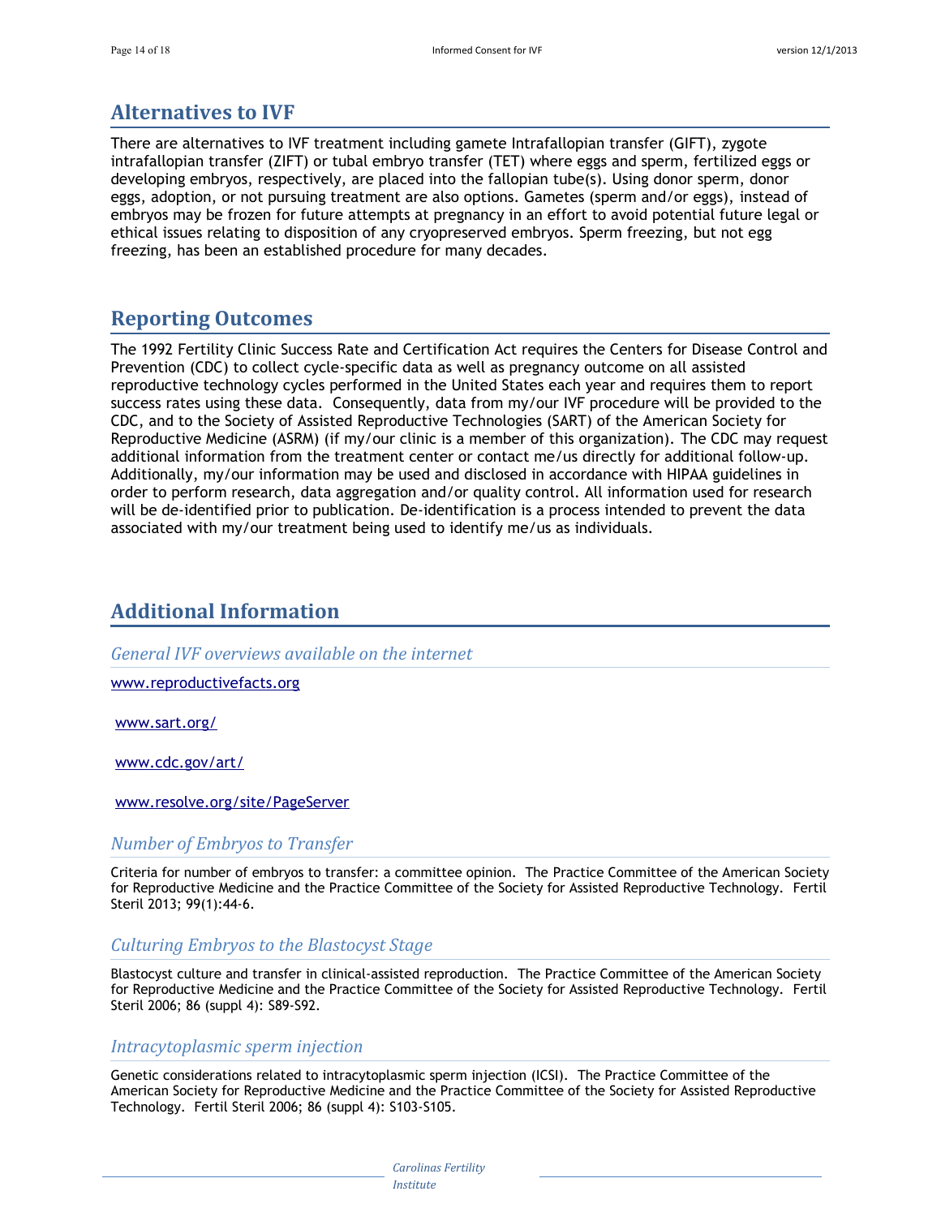## Alternatives to IVF

There are alternatives to IVF treatment including gamete Intrafallopian transfer (GIFT), zygote intrafallopian transfer (ZIFT) or tubal embryo transfer (TET) where eggs and sperm, fertilized eggs or developing embryos, respectively, are placed into the fallopian tube(s). Using donor sperm, donor eggs, adoption, or not pursuing treatment are also options. Gametes (sperm and/or eggs), instead of embryos may be frozen for future attempts at pregnancy in an effort to avoid potential future legal or ethical issues relating to disposition of any cryopreserved embryos. Sperm freezing, but not egg freezing, has been an established procedure for many decades.

## Reporting Outcomes

The 1992 Fertility Clinic Success Rate and Certification Act requires the Centers for Disease Control and Prevention (CDC) to collect cycle-specific data as well as pregnancy outcome on all assisted reproductive technology cycles performed in the United States each year and requires them to report success rates using these data. Consequently, data from my/our IVF procedure will be provided to the CDC, and to the Society of Assisted Reproductive Technologies (SART) of the American Society for Reproductive Medicine (ASRM) (if my/our clinic is a member of this organization). The CDC may request additional information from the treatment center or contact me/us directly for additional follow-up. Additionally, my/our information may be used and disclosed in accordance with HIPAA guidelines in order to perform research, data aggregation and/or quality control. All information used for research will be de-identified prior to publication. De-identification is a process intended to prevent the data associated with my/our treatment being used to identify me/us as individuals.

## Additional Information

### *General IVF overviews available on the internet*

www.reproductivefacts.org

www.sart.org/

www.cdc.gov/art/

www.resolve.org/site/PageServer

### *Number of Embryos to Transfer*

Criteria for number of embryos to transfer: a committee opinion. The Practice Committee of the American Society for Reproductive Medicine and the Practice Committee of the Society for Assisted Reproductive Technology. Fertil Steril 2013; 99(1):44-6.

### *Culturing Embryos to the Blastocyst Stage*

Blastocyst culture and transfer in clinical-assisted reproduction. The Practice Committee of the American Society for Reproductive Medicine and the Practice Committee of the Society for Assisted Reproductive Technology. Fertil Steril 2006; 86 (suppl 4): S89-S92.

### *Intracytoplasmic sperm injection*

Genetic considerations related to intracytoplasmic sperm injection (ICSI). The Practice Committee of the American Society for Reproductive Medicine and the Practice Committee of the Society for Assisted Reproductive Technology. Fertil Steril 2006; 86 (suppl 4): S103-S105.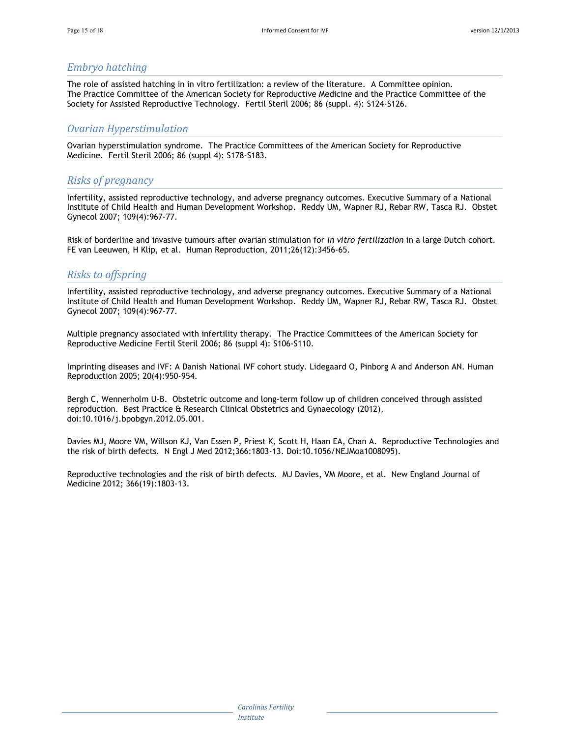## *Embryo hatching*

The role of assisted hatching in in vitro fertilization: a review of the literature. A Committee opinion. The Practice Committee of the American Society for Reproductive Medicine and the Practice Committee of the Society for Assisted Reproductive Technology. Fertil Steril 2006; 86 (suppl. 4): S124-S126.

## *Ovarian Hyperstimulation*

Ovarian hyperstimulation syndrome. The Practice Committees of the American Society for Reproductive Medicine. Fertil Steril 2006; 86 (suppl 4): S178-S183.

## *Risks of pregnancy*

Infertility, assisted reproductive technology, and adverse pregnancy outcomes. Executive Summary of a National Institute of Child Health and Human Development Workshop. Reddy UM, Wapner RJ, Rebar RW, Tasca RJ. Obstet Gynecol 2007; 109(4):967-77.

Risk of borderline and invasive tumours after ovarian stimulation for *in vitro fertilization* in a large Dutch cohort. FE van Leeuwen, H Klip, et al. Human Reproduction, 2011;26(12):3456-65.

## *Risks to offspring*

Infertility, assisted reproductive technology, and adverse pregnancy outcomes. Executive Summary of a National Institute of Child Health and Human Development Workshop. Reddy UM, Wapner RJ, Rebar RW, Tasca RJ. Obstet Gynecol 2007; 109(4):967-77.

Multiple pregnancy associated with infertility therapy. The Practice Committees of the American Society for Reproductive Medicine Fertil Steril 2006; 86 (suppl 4): S106-S110.

Imprinting diseases and IVF: A Danish National IVF cohort study. Lidegaard O, Pinborg A and Anderson AN. Human Reproduction 2005; 20(4):950-954.

Bergh C, Wennerholm U-B. Obstetric outcome and long-term follow up of children conceived through assisted reproduction. Best Practice & Research Clinical Obstetrics and Gynaecology (2012), doi:10.1016/j.bpobgyn.2012.05.001.

Davies MJ, Moore VM, Willson KJ, Van Essen P, Priest K, Scott H, Haan EA, Chan A. Reproductive Technologies and the risk of birth defects. N Engl J Med 2012;366:1803-13. Doi:10.1056/NEJMoa1008095).

Reproductive technologies and the risk of birth defects. MJ Davies, VM Moore, et al. New England Journal of Medicine 2012; 366(19):1803-13.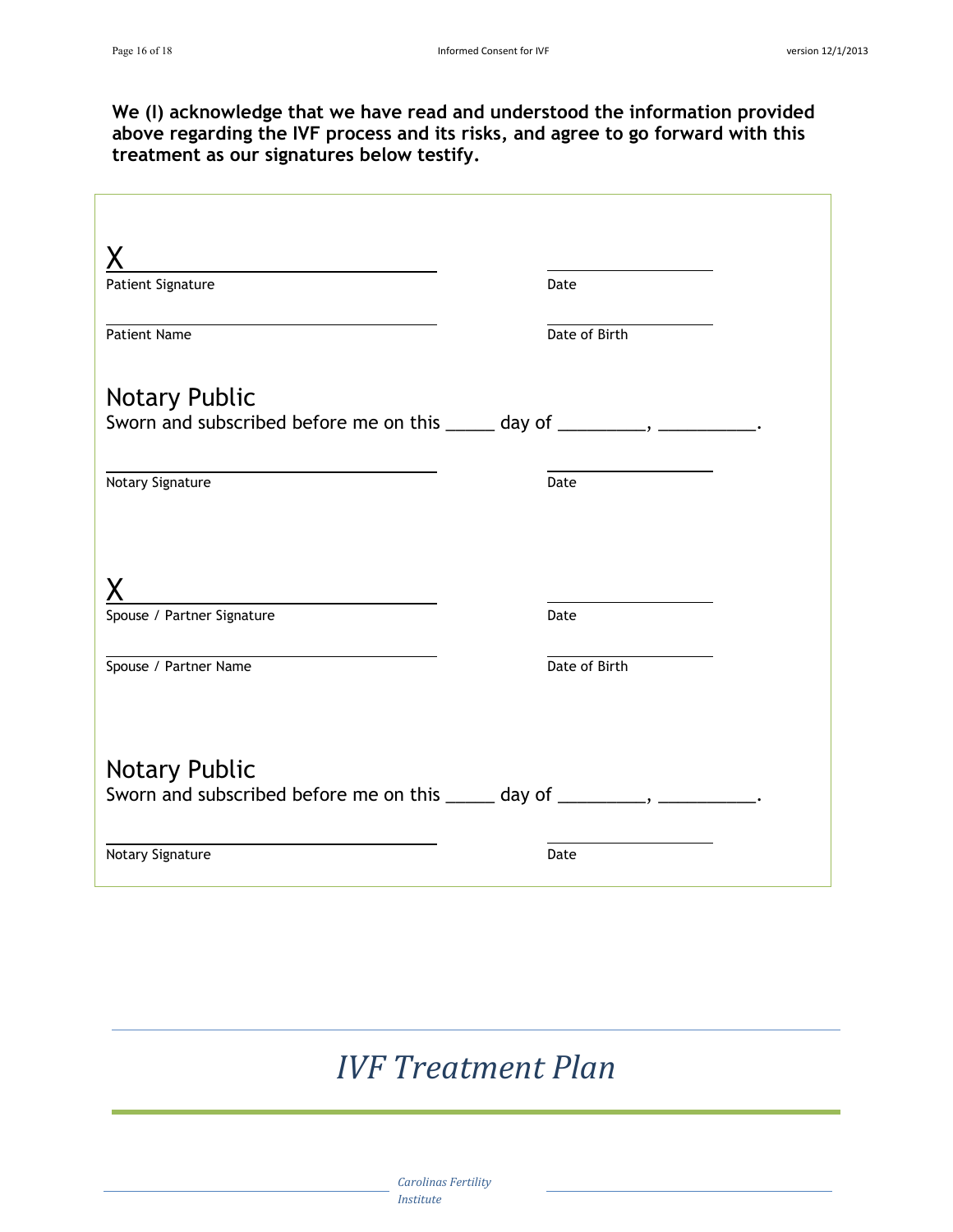**We (I) acknowledge that we have read and understood the information provided above regarding the IVF process and its risks, and agree to go forward with this treatment as our signatures below testify.**

X ______________________________ ____________________

Patient Signature Date

______________________________ ____________________

Patient Name Date of Birth

Notary Public

Sworn and subscribed before me on this _____ day of _________, __________.

______________________________ ____________________

Notary Signature Date

X ______________________________ ____________________

Spouse / Partner Signature Date

______________________________ ____________________

Spouse / Partner Name Date of Birth

Notary Public

Sworn and subscribed before me on this _____ day of _________, __________.

______________________________ ____________________

Notary Signature Date

# *IVF Treatment Plan*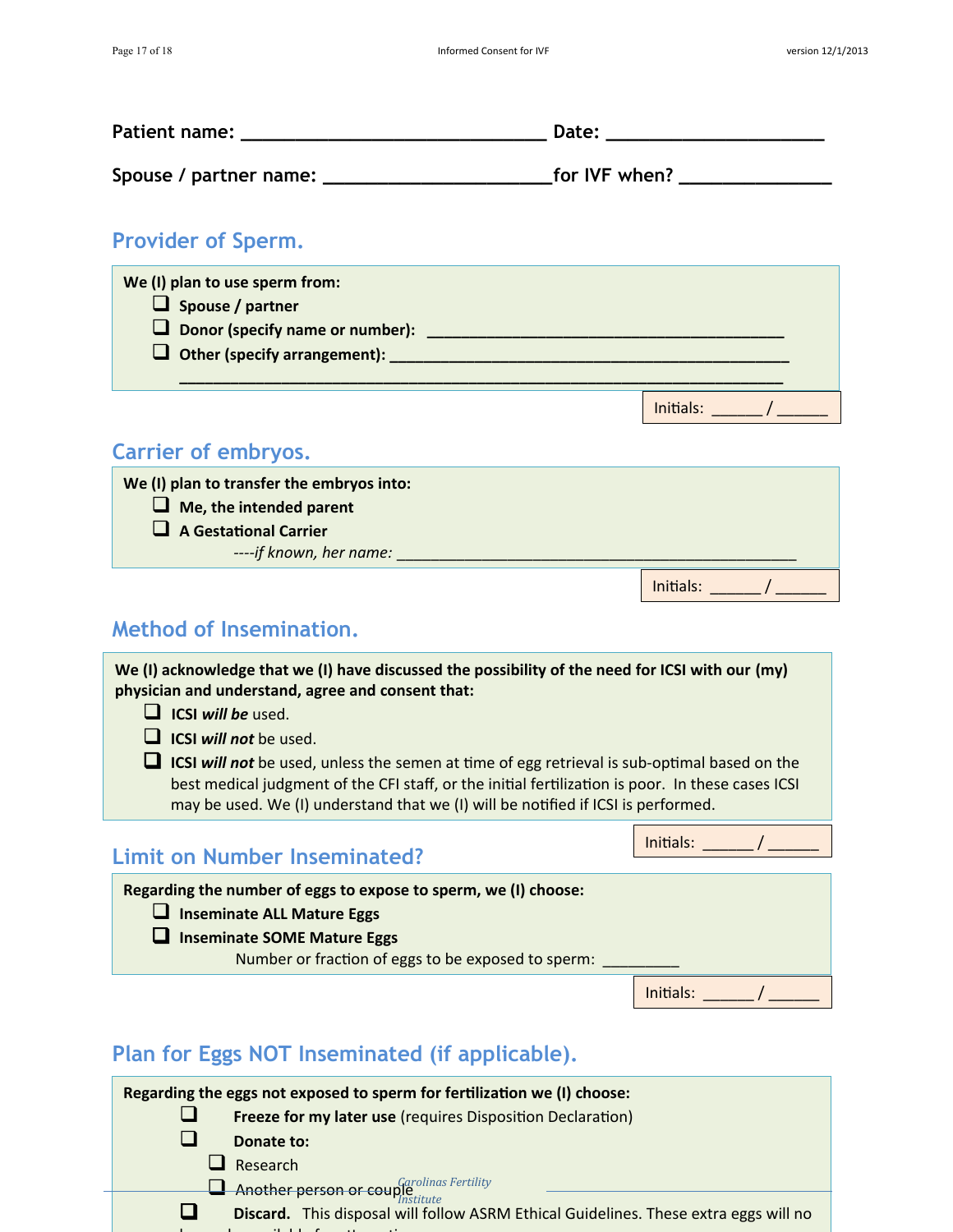**Patient name:** ______________________________ **Date:** _____________________

**Spouse / partner name:** ______________________ **for IVF when?** ______________

## Provider of Sperm.

**We (I) plan to use sperm from:**

- ❑ **Spouse / partner**
- ❑ **Donor (specify name or number):** ____________________________________
- ❑ **Other (specify arrangement):** ________________________________________

____________________________________________________________

Initials: _____ / _____

## Carrier of embryos.

**We (I) plan to transfer the embryos into:**

- ❑ **Me, the intended parent**
- ❑ **A Gestational Carrier**

----*if known, her name:* ____________________________________________

Initials: _____ / _____

## Method of Insemination.

**We (I) acknowledge that we (I) have discussed the possibility of the need for ICSI with our (my) physician and understand, agree and consent that:**

- ❑ **ICSI *will be*** used.
- ❑ **ICSI *will not*** be used.
- ❑ **ICSI *will not*** be used, unless the semen at time of egg retrieval is sub-optimal based on the best medical judgment of the CFI staff, or the initial fertilization is poor. In these cases ICSI may be used. We (I) understand that we (I) will be notified if ICSI is performed.

Initials: _____ / _____

## Limit on Number Inseminated?

**Regarding the number of eggs to expose to sperm, we (I) choose:**

- ❑ **Inseminate ALL Mature Eggs**
- ❑ **Inseminate SOME Mature Eggs**

Number or fraction of eggs to be exposed to sperm: ________

Initials: _____ / _____

## Plan for Eggs NOT Inseminated (if applicable).

**Regarding the eggs not exposed to sperm for fertilization we (I) choose:**

- ❑ **Freeze for my later use** (requires Disposition Declaration)
- ❑ **Donate to:**
  - ❑ Research
  - ❑ Another person or couple
- ❑ **Discard.** This disposal will follow ASRM Ethical Guidelines. These extra eggs will no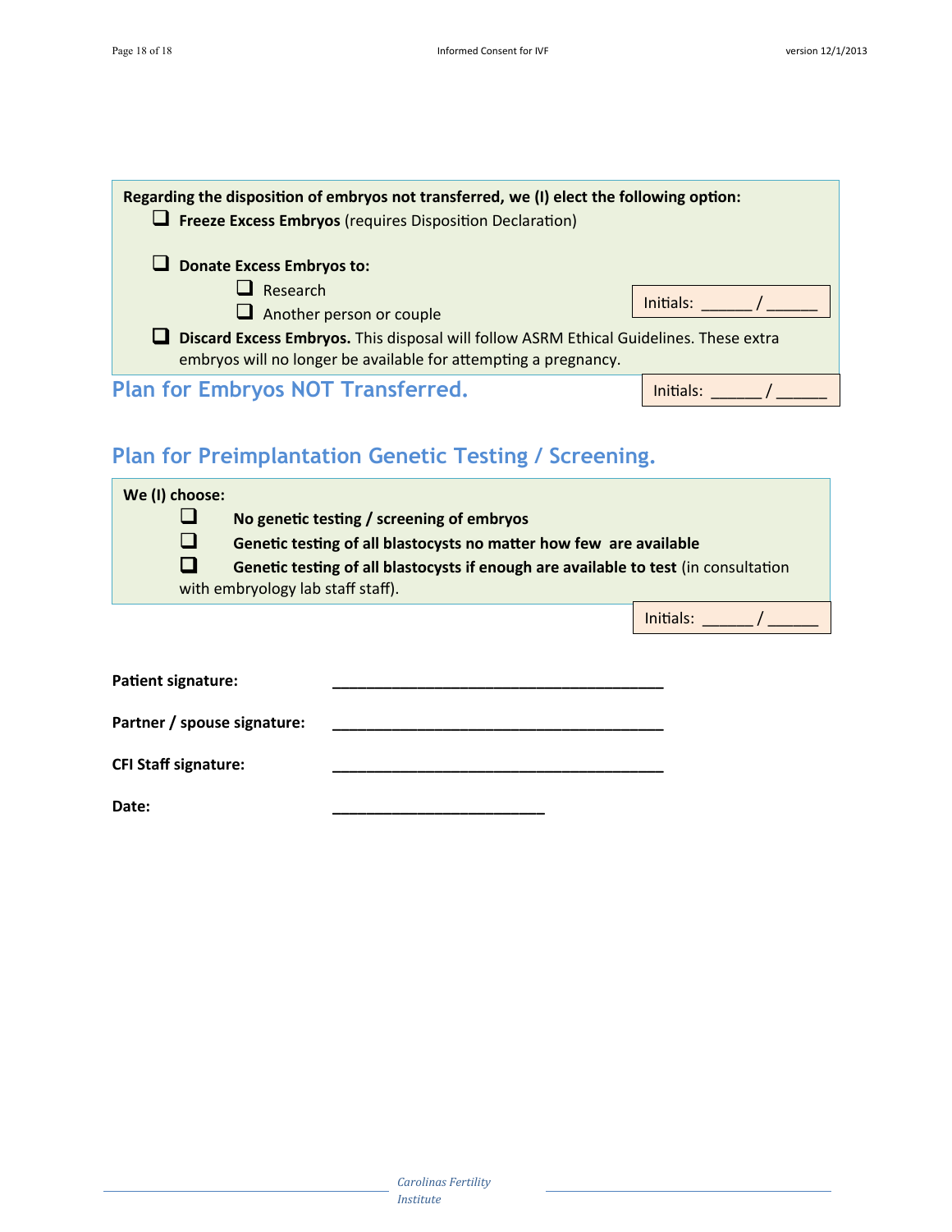**Regarding the disposition of embryos not transferred, we (I) elect the following option:**

- ☐ **Freeze Excess Embryos** (requires Disposition Declaration)
- ☐ **Donate Excess Embryos to:**
  - ☐ Research
  - ☐ Another person or couple

Initials: ______ / ______

- ☐ **Discard Excess Embryos.** This disposal will follow ASRM Ethical Guidelines. These extra embryos will no longer be available for attempting a pregnancy.

## Plan for Embryos NOT Transferred.

Initials: ______ / ______

## Plan for Preimplantation Genetic Testing / Screening.

**We (I) choose:**

- ☐ **No genetic testing / screening of embryos**
- ☐ **Genetic testing of all blastocysts no matter how few are available**
- ☐ **Genetic testing of all blastocysts if enough are available to test** (in consultation with embryology lab staff staff).

Initials: ______ / ______

**Patient signature:** ________________________________________

**Partner / spouse signature:** ________________________________________

**CFI Staff signature:** ________________________________________

**Date:** _________________________